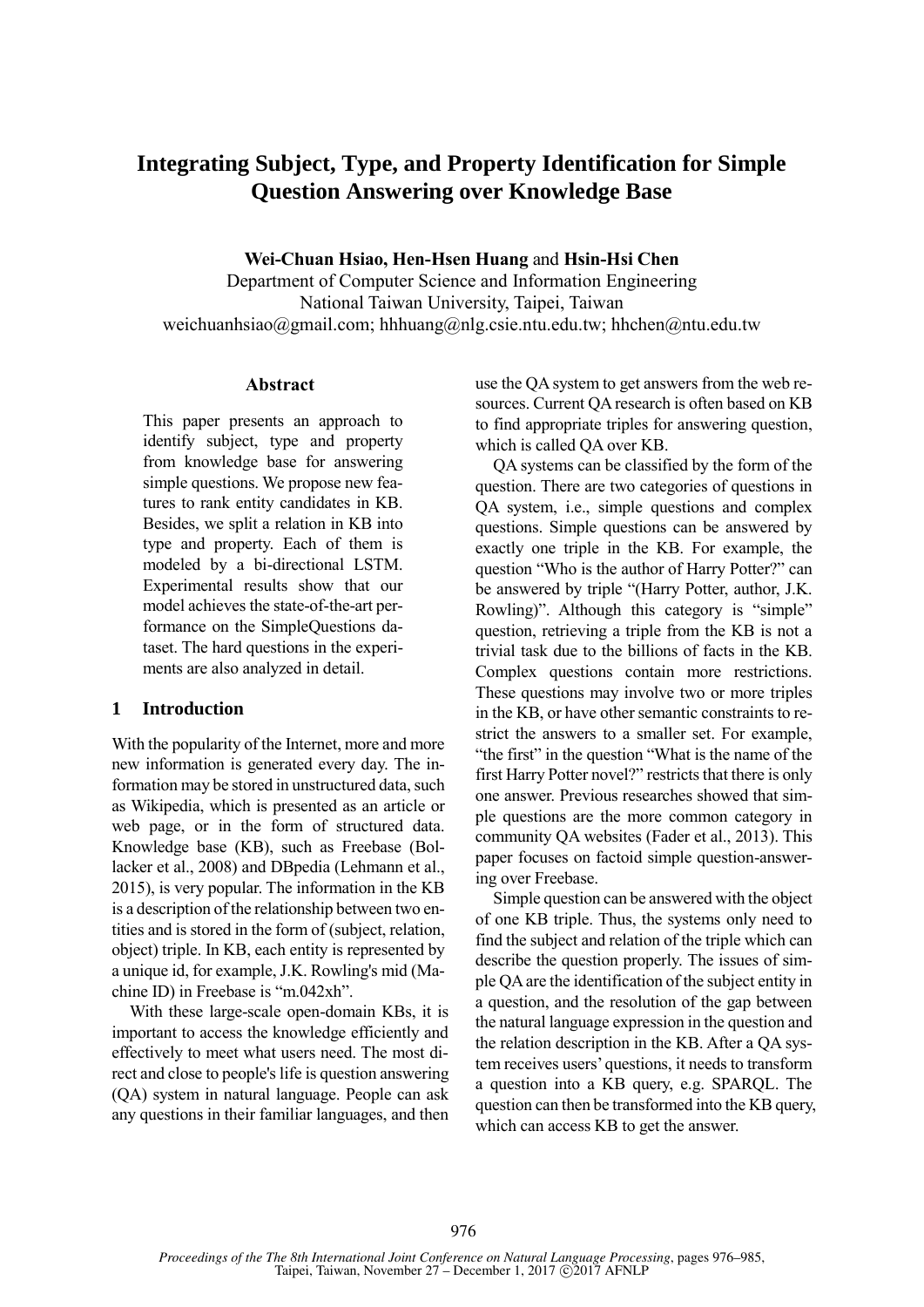# Integrating Subject, Type, and Property Identification for Simple Question Answering over Knowledge Base

**Wei-Chuan Hsiao, Hen-Hsen Huang** and **Hsin-Hsi Chen**
Department of Computer Science and Information Engineering
National Taiwan University, Taipei, Taiwan
weichuanhsiao@gmail.com; hhhuang@nlg.csie.ntu.edu.tw; hhchen@ntu.edu.tw

## Abstract

This paper presents an approach to identify subject, type and property from knowledge base for answering simple questions. We propose new features to rank entity candidates in KB. Besides, we split a relation in KB into type and property. Each of them is modeled by a bi-directional LSTM. Experimental results show that our model achieves the state-of-the-art performance on the SimpleQuestions dataset. The hard questions in the experiments are also analyzed in detail.

## 1 Introduction

With the popularity of the Internet, more and more new information is generated every day. The information may be stored in unstructured data, such as Wikipedia, which is presented as an article or web page, or in the form of structured data. Knowledge base (KB), such as Freebase (Bollacker et al., 2008) and DBpedia (Lehmann et al., 2015), is very popular. The information in the KB is a description of the relationship between two entities and is stored in the form of (subject, relation, object) triple. In KB, each entity is represented by a unique id, for example, J.K. Rowling's mid (Machine ID) in Freebase is "m.042xh".

With these large-scale open-domain KBs, it is important to access the knowledge efficiently and effectively to meet what users need. The most direct and close to people's life is question answering (QA) system in natural language. People can ask any questions in their familiar languages, and then use the QA system to get answers from the web resources. Current QA research is often based on KB to find appropriate triples for answering question, which is called QA over KB.

QA systems can be classified by the form of the question. There are two categories of questions in QA system, i.e., simple questions and complex questions. Simple questions can be answered by exactly one triple in the KB. For example, the question "Who is the author of Harry Potter?" can be answered by triple "(Harry Potter, author, J.K. Rowling)". Although this category is "simple" question, retrieving a triple from the KB is not a trivial task due to the billions of facts in the KB. Complex questions contain more restrictions. These questions may involve two or more triples in the KB, or have other semantic constraints to restrict the answers to a smaller set. For example, "the first" in the question "What is the name of the first Harry Potter novel?" restricts that there is only one answer. Previous researches showed that simple questions are the more common category in community QA websites (Fader et al., 2013). This paper focuses on factoid simple question-answering over Freebase.

Simple question can be answered with the object of one KB triple. Thus, the systems only need to find the subject and relation of the triple which can describe the question properly. The issues of simple QA are the identification of the subject entity in a question, and the resolution of the gap between the natural language expression in the question and the relation description in the KB. After a QA system receives users' questions, it needs to transform a question into a KB query, e.g. SPARQL. The question can then be transformed into the KB query, which can access KB to get the answer.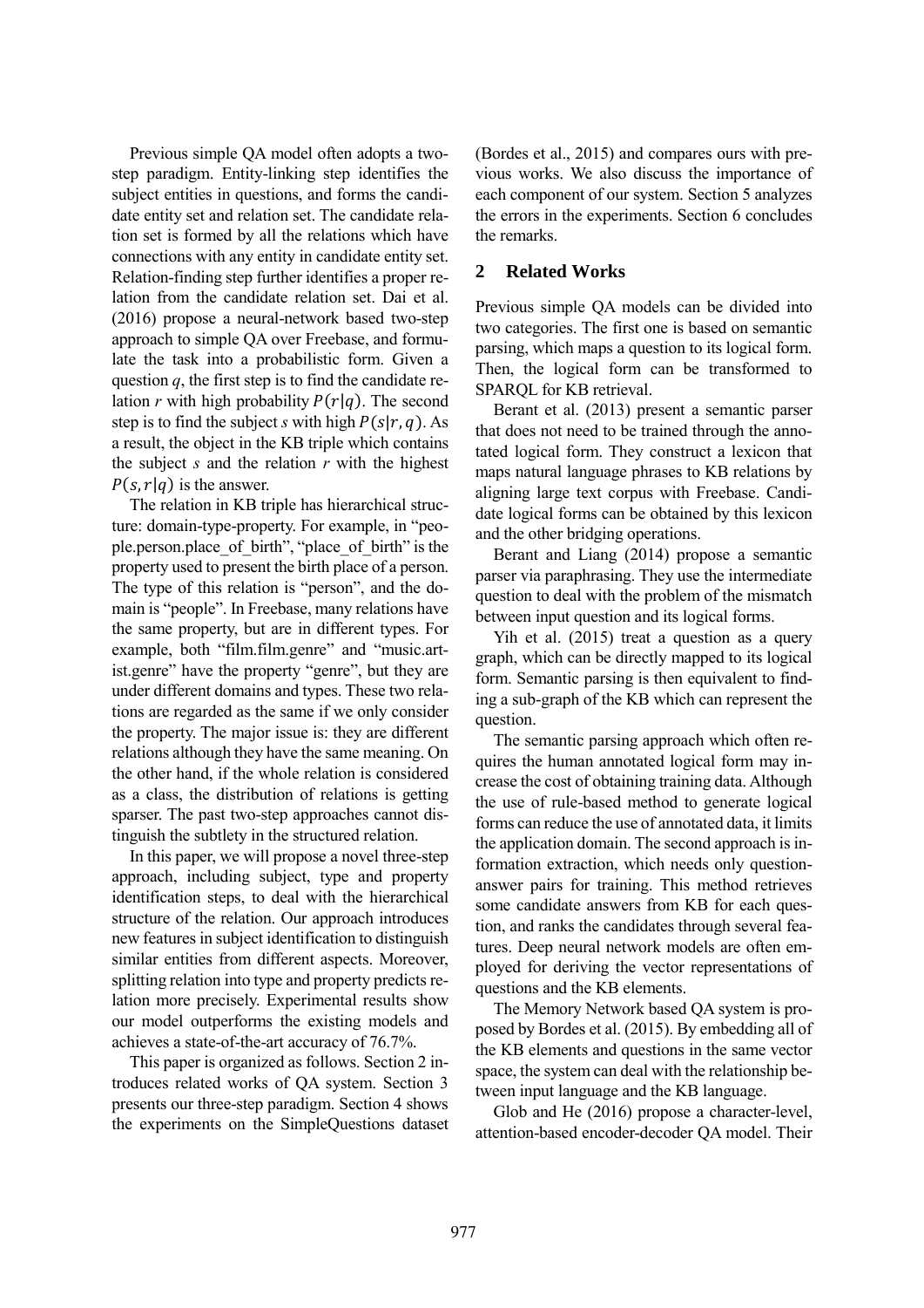Previous simple QA model often adopts a two-step paradigm. Entity-linking step identifies the subject entities in questions, and forms the candidate entity set and relation set. The candidate relation set is formed by all the relations which have connections with any entity in candidate entity set. Relation-finding step further identifies a proper relation from the candidate relation set. Dai et al. (2016) propose a neural-network based two-step approach to simple QA over Freebase, and formulate the task into a probabilistic form. Given a question $q$, the first step is to find the candidate relation $r$ with high probability $P(r|q)$. The second step is to find the subject $s$ with high $P(s|r,q)$. As a result, the object in the KB triple which contains the subject $s$ and the relation $r$ with the highest $P(s,r|q)$ is the answer.

The relation in KB triple has hierarchical structure: domain-type-property. For example, in "people.person.place_of_birth", "place_of_birth" is the property used to present the birth place of a person. The type of this relation is "person", and the domain is "people". In Freebase, many relations have the same property, but are in different types. For example, both "film.film.genre" and "music.artist.genre" have the property "genre", but they are under different domains and types. These two relations are regarded as the same if we only consider the property. The major issue is: they are different relations although they have the same meaning. On the other hand, if the whole relation is considered as a class, the distribution of relations is getting sparser. The past two-step approaches cannot distinguish the subtlety in the structured relation.

In this paper, we will propose a novel three-step approach, including subject, type and property identification steps, to deal with the hierarchical structure of the relation. Our approach introduces new features in subject identification to distinguish similar entities from different aspects. Moreover, splitting relation into type and property predicts relation more precisely. Experimental results show our model outperforms the existing models and achieves a state-of-the-art accuracy of 76.7%.

This paper is organized as follows. Section 2 introduces related works of QA system. Section 3 presents our three-step paradigm. Section 4 shows the experiments on the SimpleQuestions dataset (Bordes et al., 2015) and compares ours with previous works. We also discuss the importance of each component of our system. Section 5 analyzes the errors in the experiments. Section 6 concludes the remarks.

## 2 Related Works

Previous simple QA models can be divided into two categories. The first one is based on semantic parsing, which maps a question to its logical form. Then, the logical form can be transformed to SPARQL for KB retrieval.

Berant et al. (2013) present a semantic parser that does not need to be trained through the annotated logical form. They construct a lexicon that maps natural language phrases to KB relations by aligning large text corpus with Freebase. Candidate logical forms can be obtained by this lexicon and the other bridging operations.

Berant and Liang (2014) propose a semantic parser via paraphrasing. They use the intermediate question to deal with the problem of the mismatch between input question and its logical forms.

Yih et al. (2015) treat a question as a query graph, which can be directly mapped to its logical form. Semantic parsing is then equivalent to finding a sub-graph of the KB which can represent the question.

The semantic parsing approach which often requires the human annotated logical form may increase the cost of obtaining training data. Although the use of rule-based method to generate logical forms can reduce the use of annotated data, it limits the application domain. The second approach is information extraction, which needs only question-answer pairs for training. This method retrieves some candidate answers from KB for each question, and ranks the candidates through several features. Deep neural network models are often employed for deriving the vector representations of questions and the KB elements.

The Memory Network based QA system is proposed by Bordes et al. (2015). By embedding all of the KB elements and questions in the same vector space, the system can deal with the relationship between input language and the KB language.

Glob and He (2016) propose a character-level, attention-based encoder-decoder QA model. Their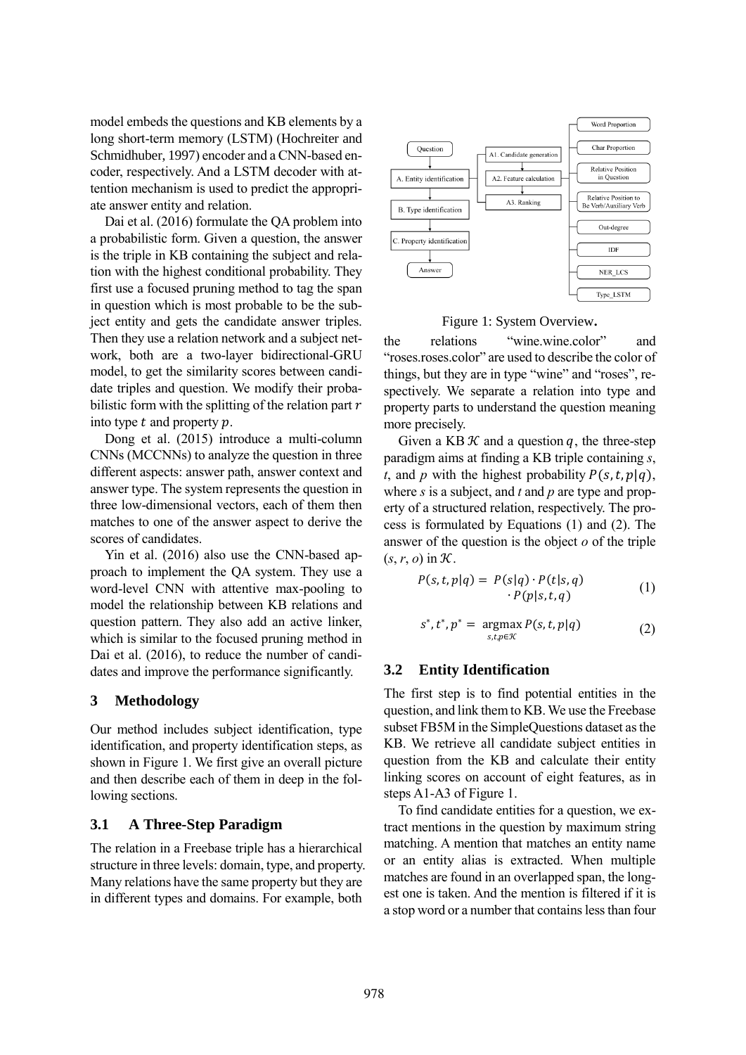model embeds the questions and KB elements by a long short-term memory (LSTM) (Hochreiter and Schmidhuber, 1997) encoder and a CNN-based encoder, respectively. And a LSTM decoder with attention mechanism is used to predict the appropriate answer entity and relation.

Dai et al. (2016) formulate the QA problem into a probabilistic form. Given a question, the answer is the triple in KB containing the subject and relation with the highest conditional probability. They first use a focused pruning method to tag the span in question which is most probable to be the subject entity and gets the candidate answer triples. Then they use a relation network and a subject network, both are a two-layer bidirectional-GRU model, to get the similarity scores between candidate triples and question. We modify their probabilistic form with the splitting of the relation part $r$ into type $t$ and property $p$.

Dong et al. (2015) introduce a multi-column CNNs (MCCNNs) to analyze the question in three different aspects: answer path, answer context and answer type. The system represents the question in three low-dimensional vectors, each of them then matches to one of the answer aspect to derive the scores of candidates.

Yin et al. (2016) also use the CNN-based approach to implement the QA system. They use a word-level CNN with attentive max-pooling to model the relationship between KB relations and question pattern. They also add an active linker, which is similar to the focused pruning method in Dai et al. (2016), to reduce the number of candidates and improve the performance significantly.

## 3 Methodology

Our method includes subject identification, type identification, and property identification steps, as shown in Figure 1. We first give an overall picture and then describe each of them in deep in the following sections.

### 3.1 A Three-Step Paradigm

The relation in a Freebase triple has a hierarchical structure in three levels: domain, type, and property. Many relations have the same property but they are in different types and domains. For example, both

Figure 1: System Overview.

the relations "wine.wine.color" and "roses.roses.color" are used to describe the color of things, but they are in type "wine" and "roses", respectively. We separate a relation into type and property parts to understand the question meaning more precisely.

Given a KB $\mathcal{K}$ and a question $q$, the three-step paradigm aims at finding a KB triple containing *s*, *t*, and *p* with the highest probability $P(s,t,p|q)$, where *s* is a subject, and *t* and *p* are type and property of a structured relation, respectively. The process is formulated by Equations (1) and (2). The answer of the question is the object *o* of the triple $(s, r, o)$ in $\mathcal{K}$.

$$P(s,t,p|q) = P(s|q) \cdot P(t|s,q) \cdot P(p|s,t,q) \quad (1)$$

$$s^*, t^*, p^* = \underset{s,t,p \in \mathcal{K}}{\operatorname{argmax}} P(s,t,p|q) \quad (2)$$

### 3.2 Entity Identification

The first step is to find potential entities in the question, and link them to KB. We use the Freebase subset FB5M in the SimpleQuestions dataset as the KB. We retrieve all candidate subject entities in question from the KB and calculate their entity linking scores on account of eight features, as in steps A1-A3 of Figure 1.

To find candidate entities for a question, we extract mentions in the question by maximum string matching. A mention that matches an entity name or an entity alias is extracted. When multiple matches are found in an overlapped span, the longest one is taken. And the mention is filtered if it is a stop word or a number that contains less than four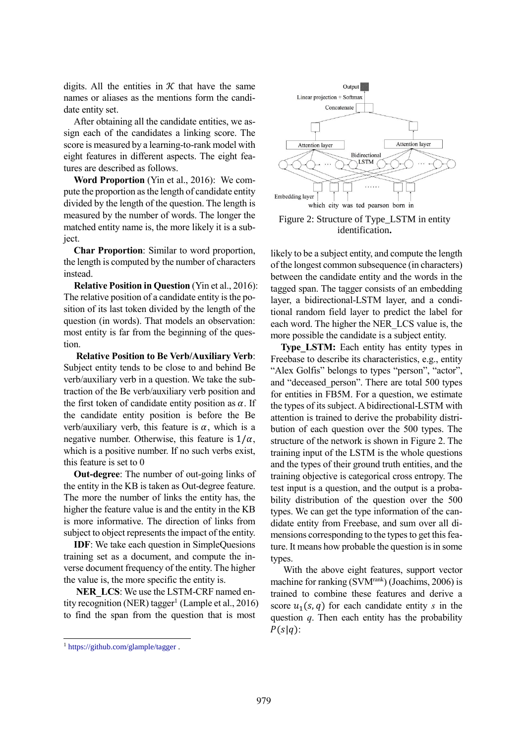digits. All the entities in $\mathcal{K}$ that have the same names or aliases as the mentions form the candidate entity set.

After obtaining all the candidate entities, we assign each of the candidates a linking score. The score is measured by a learning-to-rank model with eight features in different aspects. The eight features are described as follows.

**Word Proportion** (Yin et al., 2016): We compute the proportion as the length of candidate entity divided by the length of the question. The length is measured by the number of words. The longer the matched entity name is, the more likely it is a subject.

**Char Proportion**: Similar to word proportion, the length is computed by the number of characters instead.

**Relative Position in Question** (Yin et al., 2016): The relative position of a candidate entity is the position of its last token divided by the length of the question (in words). That models an observation: most entity is far from the beginning of the question.

**Relative Position to Be Verb/Auxiliary Verb**: Subject entity tends to be close to and behind Be verb/auxiliary verb in a question. We take the subtraction of the Be verb/auxiliary verb position and the first token of candidate entity position as $\alpha$. If the candidate entity position is before the Be verb/auxiliary verb, this feature is $\alpha$, which is a negative number. Otherwise, this feature is $1/\alpha$, which is a positive number. If no such verbs exist, this feature is set to 0

**Out-degree**: The number of out-going links of the entity in the KB is taken as Out-degree feature. The more the number of links the entity has, the higher the feature value is and the entity in the KB is more informative. The direction of links from subject to object represents the impact of the entity.

**IDF**: We take each question in SimpleQuesions training set as a document, and compute the inverse document frequency of the entity. The higher the value is, the more specific the entity is.

**NER_LCS**: We use the LSTM-CRF named entity recognition (NER) tagger[1] (Lample et al., 2016) to find the span from the question that is most likely to be a subject entity, and compute the length of the longest common subsequence (in characters) between the candidate entity and the words in the tagged span. The tagger consists of an embedding layer, a bidirectional-LSTM layer, and a conditional random field layer to predict the label for each word. The higher the NER_LCS value is, the more possible the candidate is a subject entity.

Figure 2: Structure of Type_LSTM in entity identification.

**Type_LSTM:** Each entity has entity types in Freebase to describe its characteristics, e.g., entity "Alex Golfis" belongs to types "person", "actor", and "deceased_person". There are total 500 types for entities in FB5M. For a question, we estimate the types of its subject. A bidirectional-LSTM with attention is trained to derive the probability distribution of each question over the 500 types. The structure of the network is shown in Figure 2. The training input of the LSTM is the whole questions and the types of their ground truth entities, and the training objective is categorical cross entropy. The test input is a question, and the output is a probability distribution of the question over the 500 types. We can get the type information of the candidate entity from Freebase, and sum over all dimensions corresponding to the types to get this feature. It means how probable the question is in some types.

With the above eight features, support vector machine for ranking (SVM$^{rank}$) (Joachims, 2006) is trained to combine these features and derive a score $u_1(s, q)$ for each candidate entity $s$ in the question $q$. Then each entity has the probability $P(s|q)$:

[1] https://github.com/glample/tagger .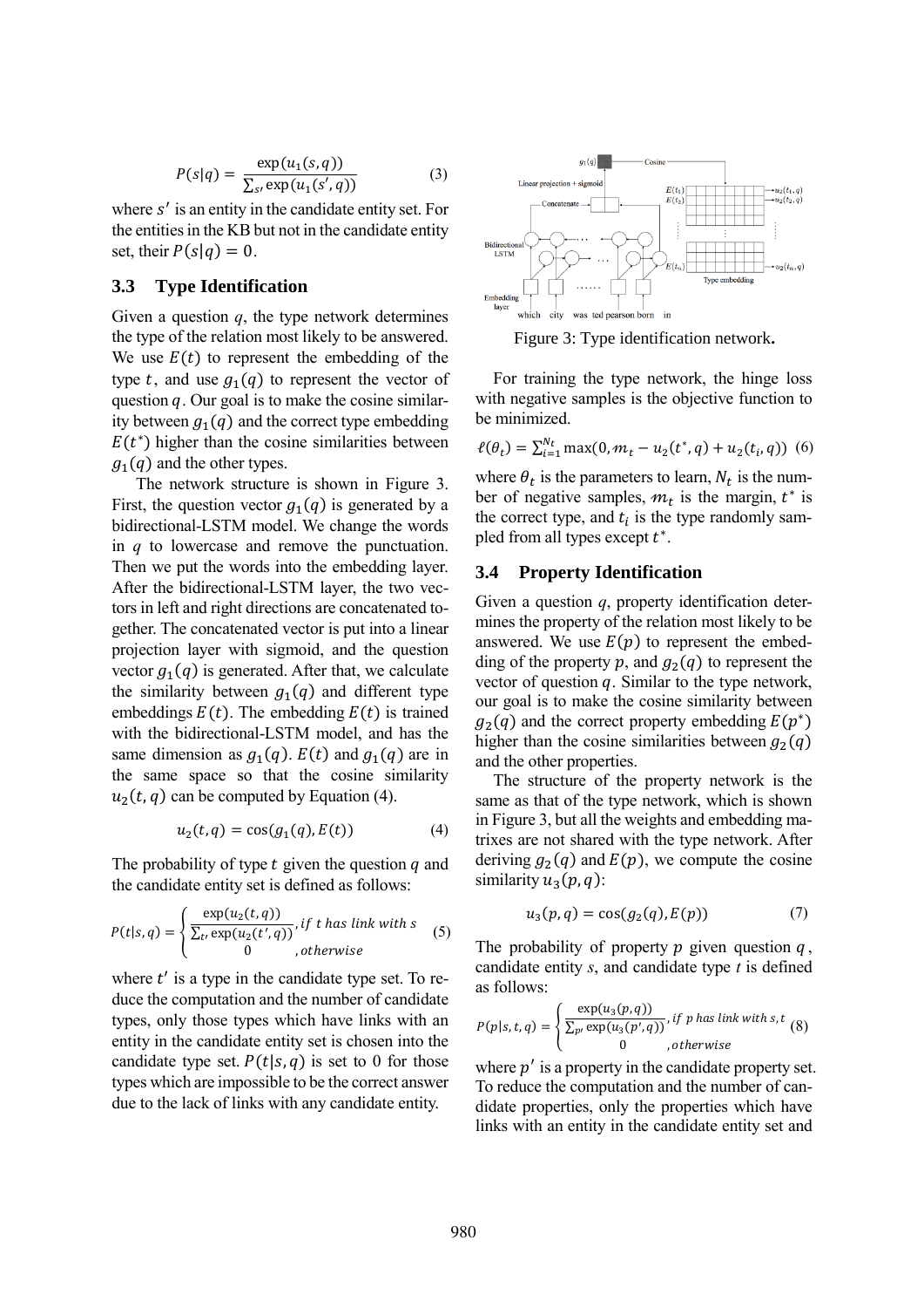$$P(s|q) = \frac{\exp(u_1(s,q))}{\sum_{s'} \exp(u_1(s',q))} \quad (3)$$

where $s'$ is an entity in the candidate entity set. For the entities in the KB but not in the candidate entity set, their $P(s|q) = 0$.

## 3.3 Type Identification

Given a question *q*, the type network determines the type of the relation most likely to be answered. We use $E(t)$ to represent the embedding of the type $t$, and use $g_1(q)$ to represent the vector of question $q$. Our goal is to make the cosine similarity between $g_1(q)$ and the correct type embedding $E(t^*)$ higher than the cosine similarities between $g_1(q)$ and the other types.

The network structure is shown in Figure 3. First, the question vector $g_1(q)$ is generated by a bidirectional-LSTM model. We change the words in $q$ to lowercase and remove the punctuation. Then we put the words into the embedding layer. After the bidirectional-LSTM layer, the two vectors in left and right directions are concatenated together. The concatenated vector is put into a linear projection layer with sigmoid, and the question vector $g_1(q)$ is generated. After that, we calculate the similarity between $g_1(q)$ and different type embeddings $E(t)$. The embedding $E(t)$ is trained with the bidirectional-LSTM model, and has the same dimension as $g_1(q)$. $E(t)$ and $g_1(q)$ are in the same space so that the cosine similarity $u_2(t,q)$ can be computed by Equation (4).

$$u_2(t,q) = \cos(g_1(q), E(t)) \quad (4)$$

The probability of type $t$ given the question $q$ and the candidate entity set is defined as follows:

$$P(t|s,q) = \begin{cases} \frac{\exp(u_2(t,q))}{\sum_{t'} \exp(u_2(t',q))}, & if\ t\ has\ link\ with\ s \\ 0 & ,otherwise \end{cases} \quad (5)$$

where $t'$ is a type in the candidate type set. To reduce the computation and the number of candidate types, only those types which have links with an entity in the candidate entity set is chosen into the candidate type set. $P(t|s,q)$ is set to 0 for those types which are impossible to be the correct answer due to the lack of links with any candidate entity.

Figure 3: Type identification network.

For training the type network, the hinge loss with negative samples is the objective function to be minimized.

$$\ell(\theta_t) = \sum_{i=1}^{N_t} \max(0, m_t - u_2(t^*,q) + u_2(t_i,q)) \quad (6)$$

where $\theta_t$ is the parameters to learn, $N_t$ is the number of negative samples, $m_t$ is the margin, $t^*$ is the correct type, and $t_i$ is the type randomly sampled from all types except $t^*$.

## 3.4 Property Identification

Given a question *q*, property identification determines the property of the relation most likely to be answered. We use $E(p)$ to represent the embedding of the property $p$, and $g_2(q)$ to represent the vector of question $q$. Similar to the type network, our goal is to make the cosine similarity between $g_2(q)$ and the correct property embedding $E(p^*)$ higher than the cosine similarities between $g_2(q)$ and the other properties.

The structure of the property network is the same as that of the type network, which is shown in Figure 3, but all the weights and embedding matrixes are not shared with the type network. After deriving $g_2(q)$ and $E(p)$, we compute the cosine similarity $u_3(p,q)$:

$$u_3(p,q) = \cos(g_2(q), E(p)) \quad (7)$$

The probability of property $p$ given question $q$, candidate entity *s*, and candidate type *t* is defined as follows:

$$P(p|s,t,q) = \begin{cases} \frac{\exp(u_3(p,q))}{\sum_{p'} \exp(u_3(p',q))}, & if\ p\ has\ link\ with\ s,t \\ 0 & ,otherwise \end{cases} \quad (8)$$

where $p'$ is a property in the candidate property set. To reduce the computation and the number of candidate properties, only the properties which have links with an entity in the candidate entity set and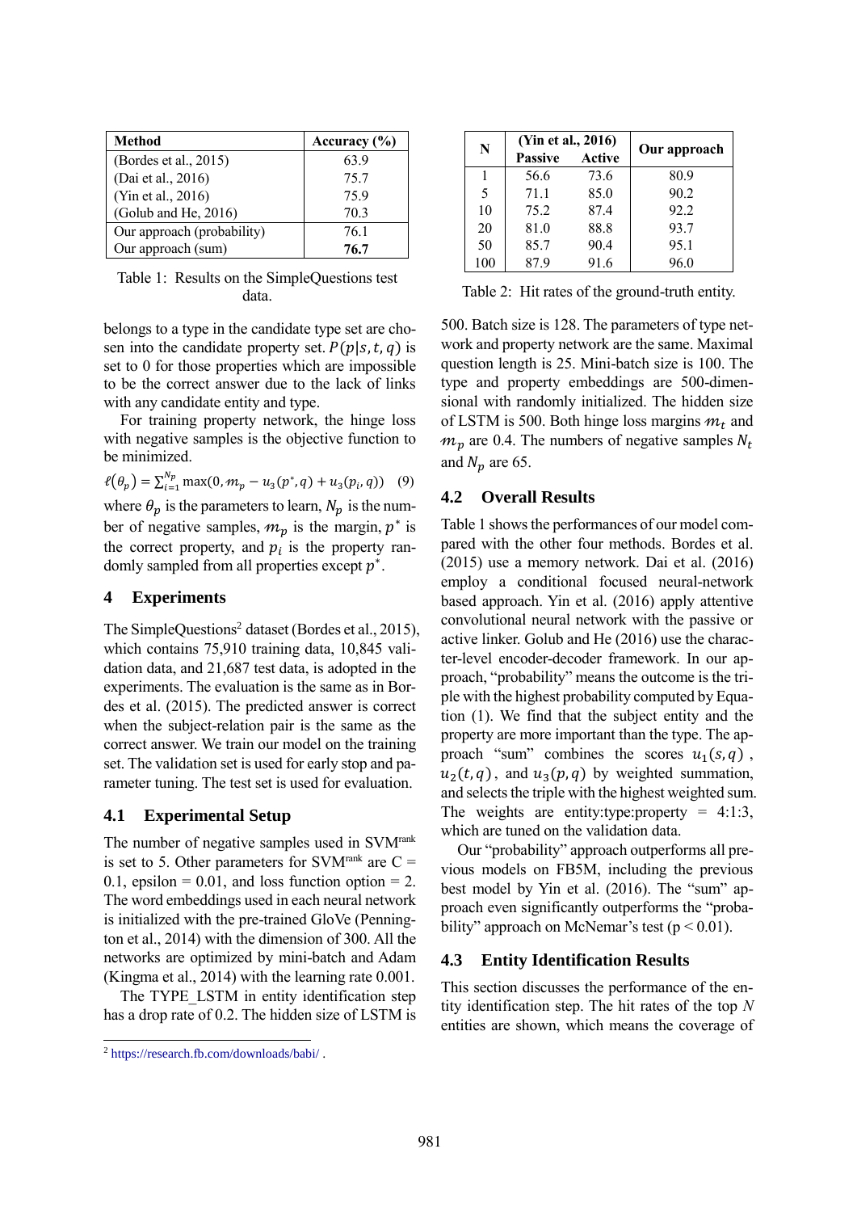| Method | Accuracy (%) |
|---|---|
| (Bordes et al., 2015) | 63.9 |
| (Dai et al., 2016) | 75.7 |
| (Yin et al., 2016) | 75.9 |
| (Golub and He, 2016) | 70.3 |
| Our approach (probability) | 76.1 |
| Our approach (sum) | **76.7** |

Table 1: Results on the SimpleQuestions test data.

| N | (Yin et al., 2016) | | Our approach |
|---|---|---|---|
| | Passive | Active | |
| 1 | 56.6 | 73.6 | 80.9 |
| 5 | 71.1 | 85.0 | 90.2 |
| 10 | 75.2 | 87.4 | 92.2 |
| 20 | 81.0 | 88.8 | 93.7 |
| 50 | 85.7 | 90.4 | 95.1 |
| 100 | 87.9 | 91.6 | 96.0 |

Table 2: Hit rates of the ground-truth entity.

belongs to a type in the candidate type set are chosen into the candidate property set. $P(p|s,t,q)$ is set to 0 for those properties which are impossible to be the correct answer due to the lack of links with any candidate entity and type.

For training property network, the hinge loss with negative samples is the objective function to be minimized.

$$\ell(\theta_p) = \sum_{i=1}^{N_p} \max(0, m_p - u_3(p^*, q) + u_3(p_i, q)) \quad (9)$$

where $\theta_p$ is the parameters to learn, $N_p$ is the number of negative samples, $m_p$ is the margin, $p^*$ is the correct property, and $p_i$ is the property randomly sampled from all properties except $p^*$.

## 4 Experiments

The SimpleQuestions[2] dataset (Bordes et al., 2015), which contains 75,910 training data, 10,845 validation data, and 21,687 test data, is adopted in the experiments. The evaluation is the same as in Bordes et al. (2015). The predicted answer is correct when the subject-relation pair is the same as the correct answer. We train our model on the training set. The validation set is used for early stop and parameter tuning. The test set is used for evaluation.

### 4.1 Experimental Setup

The number of negative samples used in SVM$^{rank}$ is set to 5. Other parameters for SVM$^{rank}$ are C = 0.1, epsilon = 0.01, and loss function option = 2. The word embeddings used in each neural network is initialized with the pre-trained GloVe (Pennington et al., 2014) with the dimension of 300. All the networks are optimized by mini-batch and Adam (Kingma et al., 2014) with the learning rate 0.001.

The TYPE_LSTM in entity identification step has a drop rate of 0.2. The hidden size of LSTM is 500. Batch size is 128. The parameters of type network and property network are the same. Maximal question length is 25. Mini-batch size is 100. The type and property embeddings are 500-dimensional with randomly initialized. The hidden size of LSTM is 500. Both hinge loss margins $m_t$ and $m_p$ are 0.4. The numbers of negative samples $N_t$ and $N_p$ are 65.

### 4.2 Overall Results

Table 1 shows the performances of our model compared with the other four methods. Bordes et al. (2015) use a memory network. Dai et al. (2016) employ a conditional focused neural-network based approach. Yin et al. (2016) apply attentive convolutional neural network with the passive or active linker. Golub and He (2016) use the character-level encoder-decoder framework. In our approach, "probability" means the outcome is the triple with the highest probability computed by Equation (1). We find that the subject entity and the property are more important than the type. The approach "sum" combines the scores $u_1(s,q)$, $u_2(t,q)$, and $u_3(p,q)$ by weighted summation, and selects the triple with the highest weighted sum. The weights are entity:type:property = 4:1:3, which are tuned on the validation data.

Our "probability" approach outperforms all previous models on FB5M, including the previous best model by Yin et al. (2016). The "sum" approach even significantly outperforms the "probability" approach on McNemar's test ($p < 0.01$).

### 4.3 Entity Identification Results

This section discusses the performance of the entity identification step. The hit rates of the top *N* entities are shown, which means the coverage of

[2] https://research.fb.com/downloads/babi/ .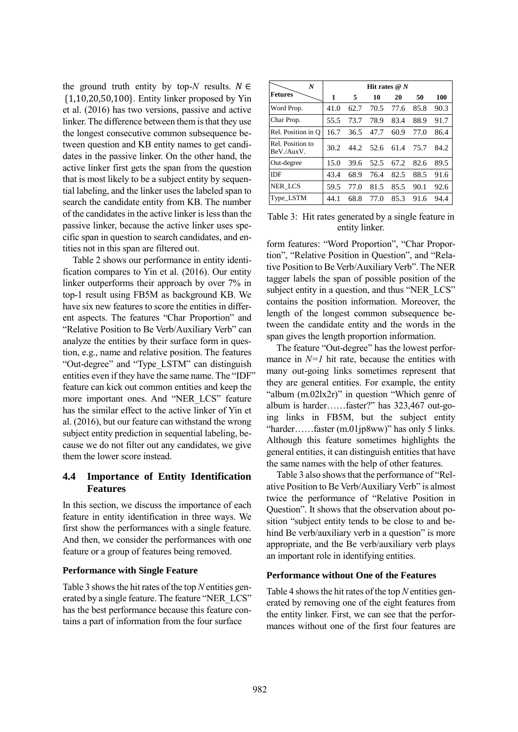the ground truth entity by top-*N* results. $N \in \{1,10,20,50,100\}$. Entity linker proposed by Yin et al. (2016) has two versions, passive and active linker. The difference between them is that they use the longest consecutive common subsequence between question and KB entity names to get candidates in the passive linker. On the other hand, the active linker first gets the span from the question that is most likely to be a subject entity by sequential labeling, and the linker uses the labeled span to search the candidate entity from KB. The number of the candidates in the active linker is less than the passive linker, because the active linker uses specific span in question to search candidates, and entities not in this span are filtered out.

Table 2 shows our performance in entity identification compares to Yin et al. (2016). Our entity linker outperforms their approach by over 7% in top-1 result using FB5M as background KB. We have six new features to score the entities in different aspects. The features "Char Proportion" and "Relative Position to Be Verb/Auxiliary Verb" can analyze the entities by their surface form in question, e.g., name and relative position. The features "Out-degree" and "Type_LSTM" can distinguish entities even if they have the same name. The "IDF" feature can kick out common entities and keep the more important ones. And "NER_LCS" feature has the similar effect to the active linker of Yin et al. (2016), but our feature can withstand the wrong subject entity prediction in sequential labeling, because we do not filter out any candidates, we give them the lower score instead.

### 4.4 Importance of Entity Identification Features

In this section, we discuss the importance of each feature in entity identification in three ways. We first show the performances with a single feature. And then, we consider the performances with one feature or a group of features being removed.

**Performance with Single Feature**

Table 3 shows the hit rates of the top *N* entities generated by a single feature. The feature "NER_LCS" has the best performance because this feature contains a part of information from the four surface form features: "Word Proportion", "Char Proportion", "Relative Position in Question", and "Relative Position to Be Verb/Auxiliary Verb". The NER tagger labels the span of possible position of the subject entity in a question, and thus "NER_LCS" contains the position information. Moreover, the length of the longest common subsequence between the candidate entity and the words in the span gives the length proportion information.

| Fetures \ N | Hit rates @ N | | | | | |
|---|---|---|---|---|---|---|
| | 1 | 5 | 10 | 20 | 50 | 100 |
| Word Prop. | 41.0 | 62.7 | 70.5 | 77.6 | 85.8 | 90.3 |
| Char Prop. | 55.5 | 73.7 | 78.9 | 83.4 | 88.9 | 91.7 |
| Rel. Position in Q | 16.7 | 36.5 | 47.7 | 60.9 | 77.0 | 86.4 |
| Rel. Position to BeV./AuxV. | 30.2 | 44.2 | 52.6 | 61.4 | 75.7 | 84.2 |
| Out-degree | 15.0 | 39.6 | 52.5 | 67.2 | 82.6 | 89.5 |
| IDF | 43.4 | 68.9 | 76.4 | 82.5 | 88.5 | 91.6 |
| NER_LCS | 59.5 | 77.0 | 81.5 | 85.5 | 90.1 | 92.6 |
| Type_LSTM | 44.1 | 68.8 | 77.0 | 85.3 | 91.6 | 94.4 |

Table 3: Hit rates generated by a single feature in entity linker.

The feature "Out-degree" has the lowest performance in *N=1* hit rate, because the entities with many out-going links sometimes represent that they are general entities. For example, the entity "album (m.02lx2r)" in question "Which genre of album is harder……faster?" has 323,467 out-going links in FB5M, but the subject entity "harder……faster (m.01jp8ww)" has only 5 links. Although this feature sometimes highlights the general entities, it can distinguish entities that have the same names with the help of other features.

Table 3 also shows that the performance of "Relative Position to Be Verb/Auxiliary Verb" is almost twice the performance of "Relative Position in Question". It shows that the observation about position "subject entity tends to be close to and behind Be verb/auxiliary verb in a question" is more appropriate, and the Be verb/auxiliary verb plays an important role in identifying entities.

**Performance without One of the Features**

Table 4 shows the hit rates of the top *N* entities generated by removing one of the eight features from the entity linker. First, we can see that the performances without one of the first four features are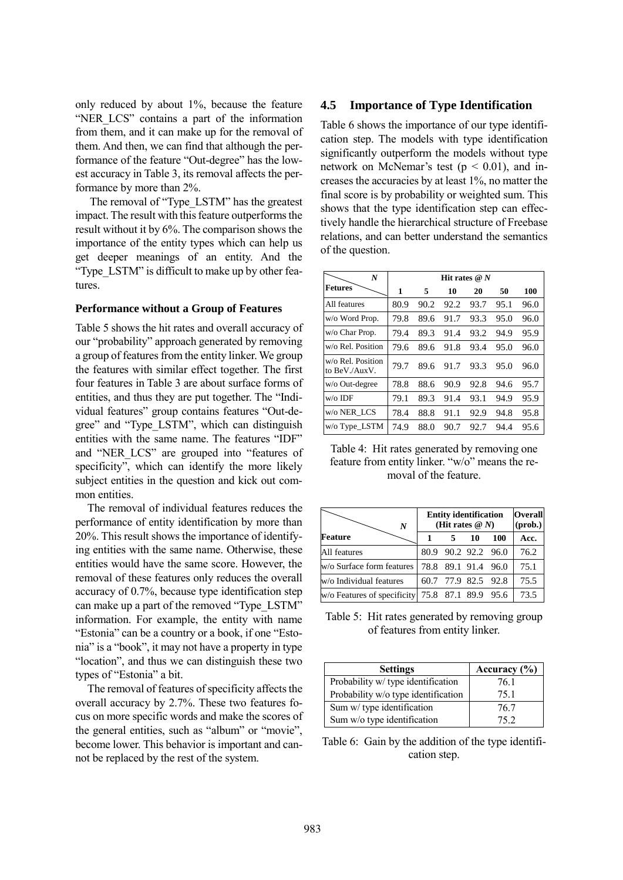only reduced by about 1%, because the feature "NER_LCS" contains a part of the information from them, and it can make up for the removal of them. And then, we can find that although the performance of the feature "Out-degree" has the lowest accuracy in Table 3, its removal affects the performance by more than 2%.

The removal of "Type_LSTM" has the greatest impact. The result with this feature outperforms the result without it by 6%. The comparison shows the importance of the entity types which can help us get deeper meanings of an entity. And the "Type_LSTM" is difficult to make up by other features.

#### Performance without a Group of Features

Table 5 shows the hit rates and overall accuracy of our "probability" approach generated by removing a group of features from the entity linker. We group the features with similar effect together. The first four features in Table 3 are about surface forms of entities, and thus they are put together. The "Individual features" group contains features "Out-degree" and "Type_LSTM", which can distinguish entities with the same name. The features "IDF" and "NER_LCS" are grouped into "features of specificity", which can identify the more likely subject entities in the question and kick out common entities.

The removal of individual features reduces the performance of entity identification by more than 20%. This result shows the importance of identifying entities with the same name. Otherwise, these entities would have the same score. However, the removal of these features only reduces the overall accuracy of 0.7%, because type identification step can make up a part of the removed "Type_LSTM" information. For example, the entity with name "Estonia" can be a country or a book, if one "Estonia" is a "book", it may not have a property in type "location", and thus we can distinguish these two types of "Estonia" a bit.

The removal of features of specificity affects the overall accuracy by 2.7%. These two features focus on more specific words and make the scores of the general entities, such as "album" or "movie", become lower. This behavior is important and cannot be replaced by the rest of the system.

### 4.5 Importance of Type Identification

Table 6 shows the importance of our type identification step. The models with type identification significantly outperform the models without type network on McNemar's test ($p < 0.01$), and increases the accuracies by at least 1%, no matter the final score is by probability or weighted sum. This shows that the type identification step can effectively handle the hierarchical structure of Freebase relations, and can better understand the semantics of the question.

| *N* / Fetures | Hit rates @ *N* | | | | | |
|---|---|---|---|---|---|---|
| | 1 | 5 | 10 | 20 | 50 | 100 |
| All features | 80.9 | 90.2 | 92.2 | 93.7 | 95.1 | 96.0 |
| w/o Word Prop. | 79.8 | 89.6 | 91.7 | 93.3 | 95.0 | 96.0 |
| w/o Char Prop. | 79.4 | 89.3 | 91.4 | 93.2 | 94.9 | 95.9 |
| w/o Rel. Position | 79.6 | 89.6 | 91.8 | 93.4 | 95.0 | 96.0 |
| w/o Rel. Position to BeV./AuxV. | 79.7 | 89.6 | 91.7 | 93.3 | 95.0 | 96.0 |
| w/o Out-degree | 78.8 | 88.6 | 90.9 | 92.8 | 94.6 | 95.7 |
| w/o IDF | 79.1 | 89.3 | 91.4 | 93.1 | 94.9 | 95.9 |
| w/o NER_LCS | 78.4 | 88.8 | 91.1 | 92.9 | 94.8 | 95.8 |
| w/o Type_LSTM | 74.9 | 88.0 | 90.7 | 92.7 | 94.4 | 95.6 |

Table 4: Hit rates generated by removing one feature from entity linker. "w/o" means the removal of the feature.

| *N* / Feature | Entity identification (Hit rates @ *N*) | | | | Overall (prob.) |
|---|---|---|---|---|---|
| | 1 | 5 | 10 | 100 | Acc. |
| All features | 80.9 | 90.2 | 92.2 | 96.0 | 76.2 |
| w/o Surface form features | 78.8 | 89.1 | 91.4 | 96.0 | 75.1 |
| w/o Individual features | 60.7 | 77.9 | 82.5 | 92.8 | 75.5 |
| w/o Features of specificity | 75.8 | 87.1 | 89.9 | 95.6 | 73.5 |

Table 5: Hit rates generated by removing group of features from entity linker.

| Settings | Accuracy (%) |
|---|---|
| Probability w/ type identification | 76.1 |
| Probability w/o type identification | 75.1 |
| Sum w/ type identification | 76.7 |
| Sum w/o type identification | 75.2 |

Table 6: Gain by the addition of the type identification step.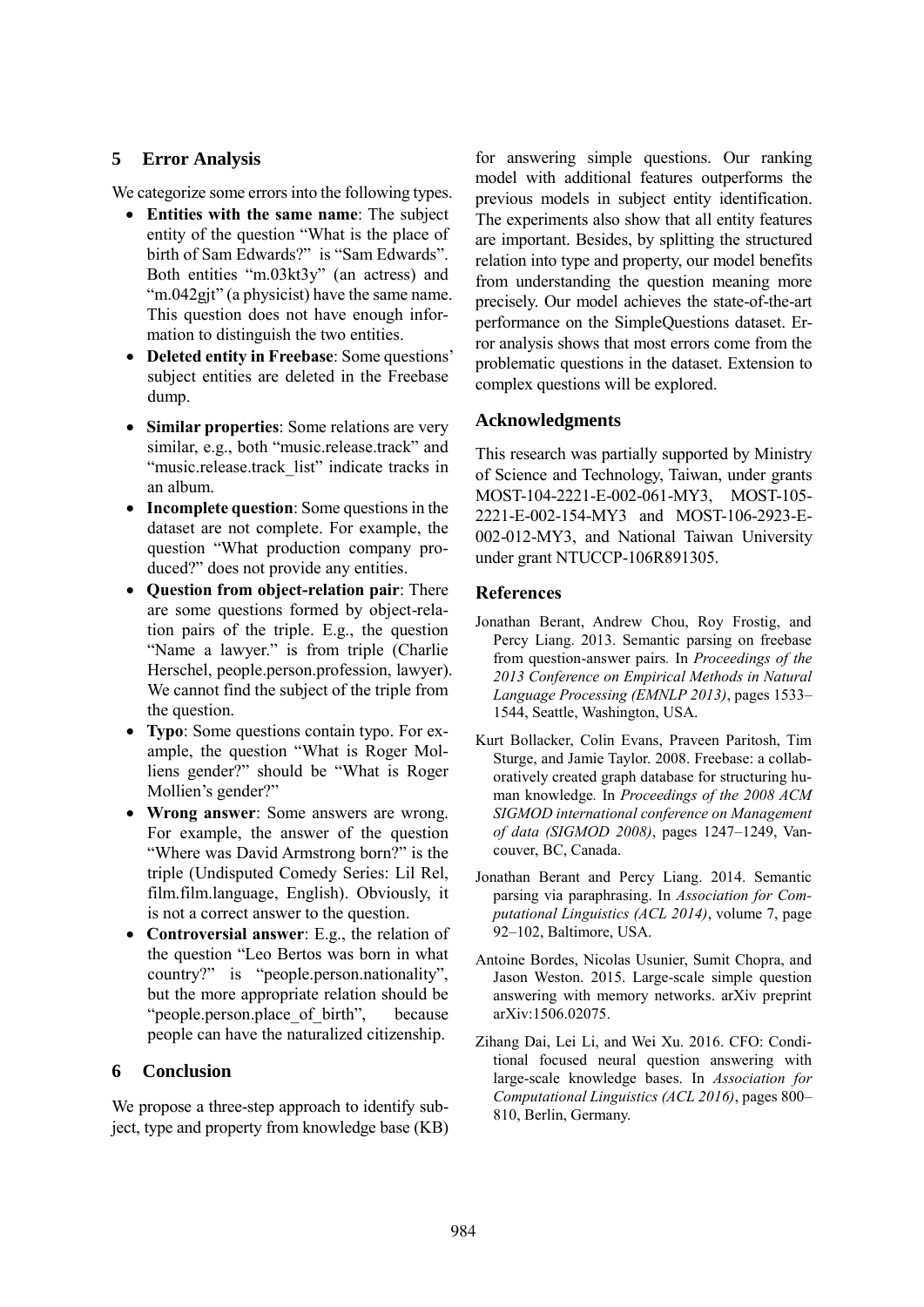## 5 Error Analysis

We categorize some errors into the following types.

- **Entities with the same name**: The subject entity of the question "What is the place of birth of Sam Edwards?" is "Sam Edwards". Both entities "m.03kt3y" (an actress) and "m.042gjt" (a physicist) have the same name. This question does not have enough information to distinguish the two entities.
- **Deleted entity in Freebase**: Some questions' subject entities are deleted in the Freebase dump.
- **Similar properties**: Some relations are very similar, e.g., both "music.release.track" and "music.release.track_list" indicate tracks in an album.
- **Incomplete question**: Some questions in the dataset are not complete. For example, the question "What production company produced?" does not provide any entities.
- **Question from object-relation pair**: There are some questions formed by object-relation pairs of the triple. E.g., the question "Name a lawyer." is from triple (Charlie Herschel, people.person.profession, lawyer). We cannot find the subject of the triple from the question.
- **Typo**: Some questions contain typo. For example, the question "What is Roger Molliens gender?" should be "What is Roger Mollien's gender?"
- **Wrong answer**: Some answers are wrong. For example, the answer of the question "Where was David Armstrong born?" is the triple (Undisputed Comedy Series: Lil Rel, film.film.language, English). Obviously, it is not a correct answer to the question.
- **Controversial answer**: E.g., the relation of the question "Leo Bertos was born in what country?" is "people.person.nationality", but the more appropriate relation should be "people.person.place_of_birth", because people can have the naturalized citizenship.

## 6 Conclusion

We propose a three-step approach to identify subject, type and property from knowledge base (KB) for answering simple questions. Our ranking model with additional features outperforms the previous models in subject entity identification. The experiments also show that all entity features are important. Besides, by splitting the structured relation into type and property, our model benefits from understanding the question meaning more precisely. Our model achieves the state-of-the-art performance on the SimpleQuestions dataset. Error analysis shows that most errors come from the problematic questions in the dataset. Extension to complex questions will be explored.

## Acknowledgments

This research was partially supported by Ministry of Science and Technology, Taiwan, under grants MOST-104-2221-E-002-061-MY3, MOST-105-2221-E-002-154-MY3 and MOST-106-2923-E-002-012-MY3, and National Taiwan University under grant NTUCCP-106R891305.

## References

Jonathan Berant, Andrew Chou, Roy Frostig, and Percy Liang. 2013. Semantic parsing on freebase from question-answer pairs. In *Proceedings of the 2013 Conference on Empirical Methods in Natural Language Processing (EMNLP 2013)*, pages 1533–1544, Seattle, Washington, USA.

Kurt Bollacker, Colin Evans, Praveen Paritosh, Tim Sturge, and Jamie Taylor. 2008. Freebase: a collaboratively created graph database for structuring human knowledge. In *Proceedings of the 2008 ACM SIGMOD international conference on Management of data (SIGMOD 2008)*, pages 1247–1249, Vancouver, BC, Canada.

Jonathan Berant and Percy Liang. 2014. Semantic parsing via paraphrasing. In *Association for Computational Linguistics (ACL 2014)*, volume 7, page 92–102, Baltimore, USA.

Antoine Bordes, Nicolas Usunier, Sumit Chopra, and Jason Weston. 2015. Large-scale simple question answering with memory networks. arXiv preprint arXiv:1506.02075.

Zihang Dai, Lei Li, and Wei Xu. 2016. CFO: Conditional focused neural question answering with large-scale knowledge bases. In *Association for Computational Linguistics (ACL 2016)*, pages 800–810, Berlin, Germany.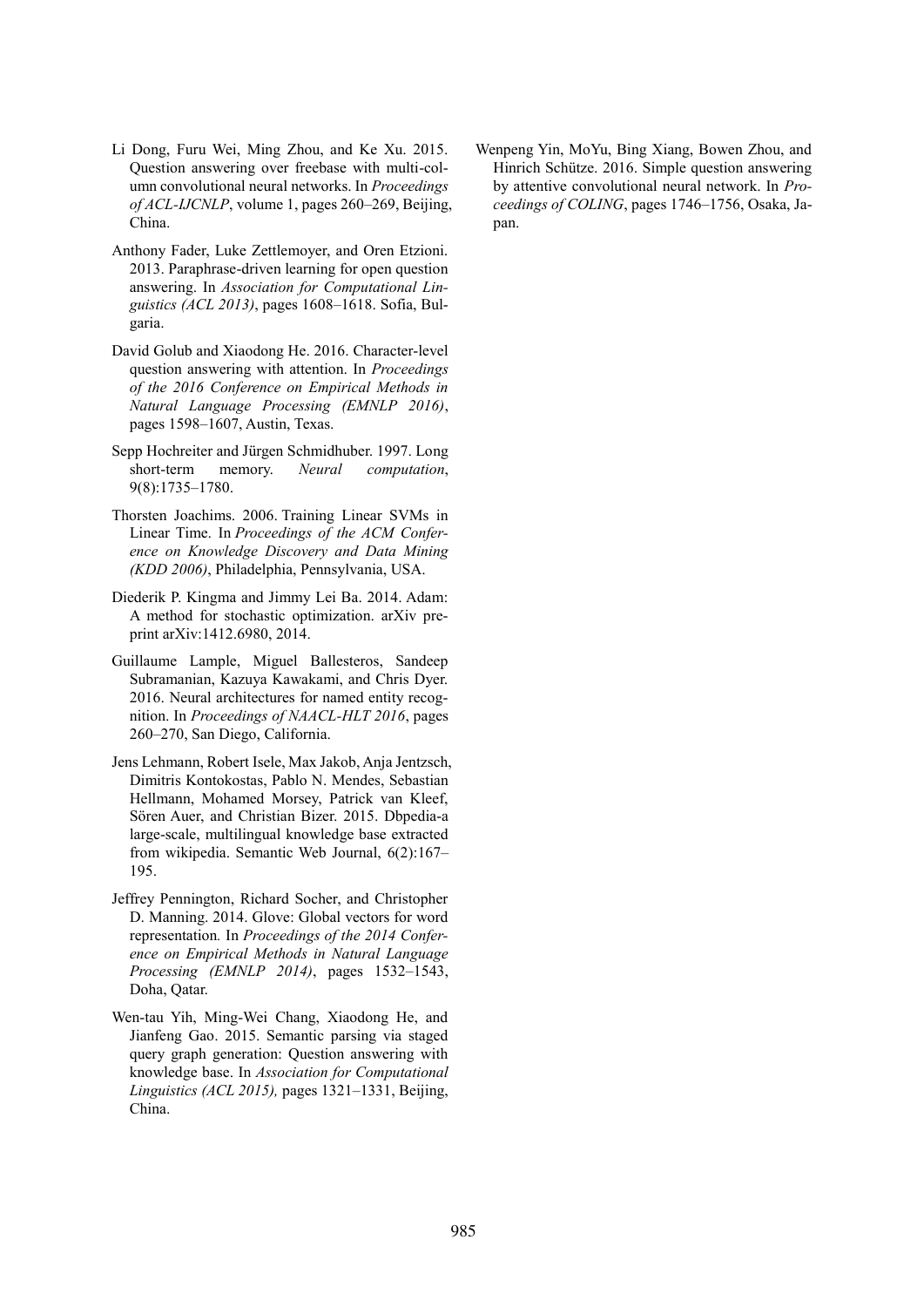Li Dong, Furu Wei, Ming Zhou, and Ke Xu. 2015. Question answering over freebase with multi-column convolutional neural networks. In *Proceedings of ACL-IJCNLP*, volume 1, pages 260–269, Beijing, China.

Anthony Fader, Luke Zettlemoyer, and Oren Etzioni. 2013. Paraphrase-driven learning for open question answering. In *Association for Computational Linguistics (ACL 2013)*, pages 1608–1618. Sofia, Bulgaria.

David Golub and Xiaodong He. 2016. Character-level question answering with attention. In *Proceedings of the 2016 Conference on Empirical Methods in Natural Language Processing (EMNLP 2016)*, pages 1598–1607, Austin, Texas.

Sepp Hochreiter and Jürgen Schmidhuber. 1997. Long short-term memory. *Neural computation*, 9(8):1735–1780.

Thorsten Joachims. 2006. Training Linear SVMs in Linear Time. In *Proceedings of the ACM Conference on Knowledge Discovery and Data Mining (KDD 2006)*, Philadelphia, Pennsylvania, USA.

Diederik P. Kingma and Jimmy Lei Ba. 2014. Adam: A method for stochastic optimization. arXiv preprint arXiv:1412.6980, 2014.

Guillaume Lample, Miguel Ballesteros, Sandeep Subramanian, Kazuya Kawakami, and Chris Dyer. 2016. Neural architectures for named entity recognition. In *Proceedings of NAACL-HLT 2016*, pages 260–270, San Diego, California.

Jens Lehmann, Robert Isele, Max Jakob, Anja Jentzsch, Dimitris Kontokostas, Pablo N. Mendes, Sebastian Hellmann, Mohamed Morsey, Patrick van Kleef, Sören Auer, and Christian Bizer. 2015. Dbpedia-a large-scale, multilingual knowledge base extracted from wikipedia. Semantic Web Journal, 6(2):167–195.

Jeffrey Pennington, Richard Socher, and Christopher D. Manning. 2014. Glove: Global vectors for word representation. In *Proceedings of the 2014 Conference on Empirical Methods in Natural Language Processing (EMNLP 2014)*, pages 1532–1543, Doha, Qatar.

Wen-tau Yih, Ming-Wei Chang, Xiaodong He, and Jianfeng Gao. 2015. Semantic parsing via staged query graph generation: Question answering with knowledge base. In *Association for Computational Linguistics (ACL 2015),* pages 1321–1331, Beijing, China.

Wenpeng Yin, MoYu, Bing Xiang, Bowen Zhou, and Hinrich Schütze. 2016. Simple question answering by attentive convolutional neural network. In *Proceedings of COLING*, pages 1746–1756, Osaka, Japan.